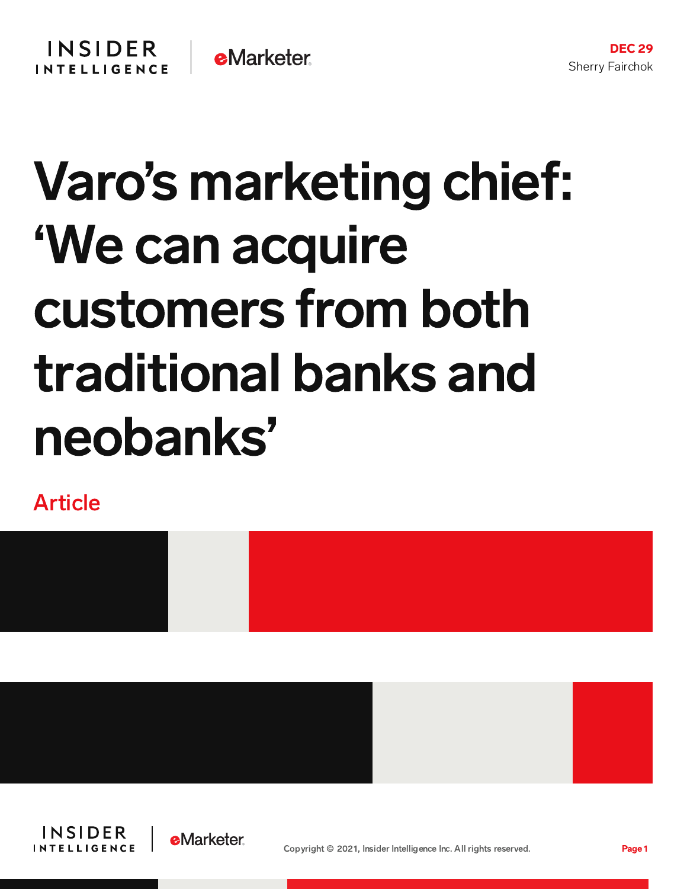DEC 29
Sherry Fairchok

# Varo's marketing chief: 'We can acquire customers from both traditional banks and neobanks'

Article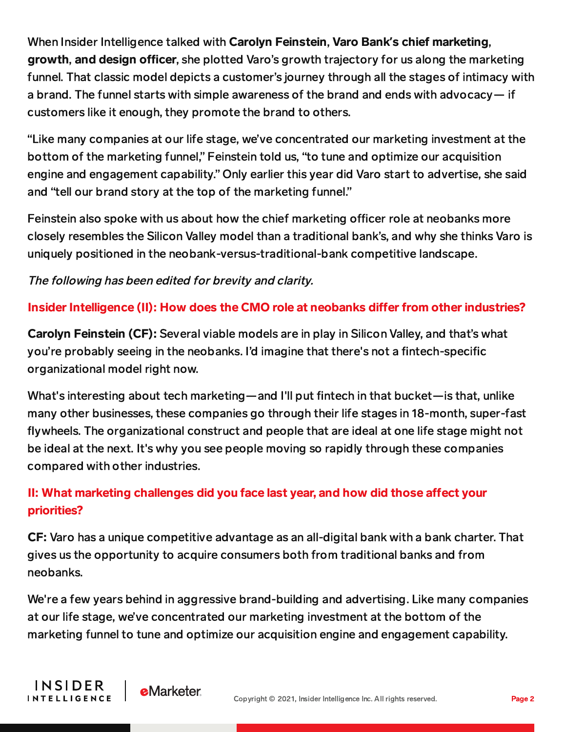When Insider Intelligence talked with **Carolyn Feinstein, Varo Bank's chief marketing, growth, and design officer**, she plotted Varo's growth trajectory for us along the marketing funnel. That classic model depicts a customer's journey through all the stages of intimacy with a brand. The funnel starts with simple awareness of the brand and ends with advocacy— if customers like it enough, they promote the brand to others.

"Like many companies at our life stage, we've concentrated our marketing investment at the bottom of the marketing funnel," Feinstein told us, "to tune and optimize our acquisition engine and engagement capability." Only earlier this year did Varo start to advertise, she said and "tell our brand story at the top of the marketing funnel."

Feinstein also spoke with us about how the chief marketing officer role at neobanks more closely resembles the Silicon Valley model than a traditional bank's, and why she thinks Varo is uniquely positioned in the neobank-versus-traditional-bank competitive landscape.

*The following has been edited for brevity and clarity.*

**Insider Intelligence (II): How does the CMO role at neobanks differ from other industries?**

**Carolyn Feinstein (CF):** Several viable models are in play in Silicon Valley, and that's what you're probably seeing in the neobanks. I'd imagine that there's not a fintech-specific organizational model right now.

What's interesting about tech marketing—and I'll put fintech in that bucket—is that, unlike many other businesses, these companies go through their life stages in 18-month, super-fast flywheels. The organizational construct and people that are ideal at one life stage might not be ideal at the next. It's why you see people moving so rapidly through these companies compared with other industries.

**II: What marketing challenges did you face last year, and how did those affect your priorities?**

**CF:** Varo has a unique competitive advantage as an all-digital bank with a bank charter. That gives us the opportunity to acquire consumers both from traditional banks and from neobanks.

We're a few years behind in aggressive brand-building and advertising. Like many companies at our life stage, we've concentrated our marketing investment at the bottom of the marketing funnel to tune and optimize our acquisition engine and engagement capability.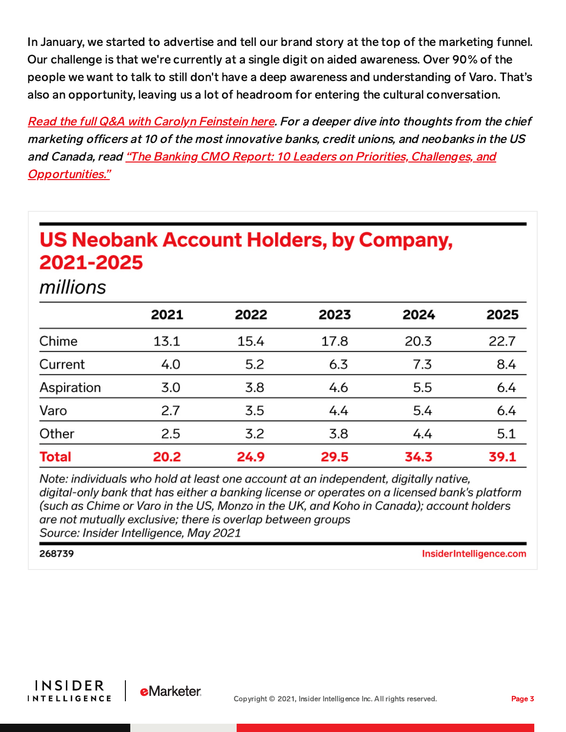In January, we started to advertise and tell our brand story at the top of the marketing funnel. Our challenge is that we're currently at a single digit on aided awareness. Over 90% of the people we want to talk to still don't have a deep awareness and understanding of Varo. That's also an opportunity, leaving us a lot of headroom for entering the cultural conversation.

*Read the full Q&A with Carolyn Feinstein here. For a deeper dive into thoughts from the chief marketing officers at 10 of the most innovative banks, credit unions, and neobanks in the US and Canada, read "The Banking CMO Report: 10 Leaders on Priorities, Challenges, and Opportunities."*

## US Neobank Account Holders, by Company, 2021-2025

*millions*

| | 2021 | 2022 | 2023 | 2024 | 2025 |
|---|---|---|---|---|---|
| Chime | 13.1 | 15.4 | 17.8 | 20.3 | 22.7 |
| Current | 4.0 | 5.2 | 6.3 | 7.3 | 8.4 |
| Aspiration | 3.0 | 3.8 | 4.6 | 5.5 | 6.4 |
| Varo | 2.7 | 3.5 | 4.4 | 5.4 | 6.4 |
| Other | 2.5 | 3.2 | 3.8 | 4.4 | 5.1 |
| **Total** | **20.2** | **24.9** | **29.5** | **34.3** | **39.1** |

*Note: individuals who hold at least one account at an independent, digitally native, digital-only bank that has either a banking license or operates on a licensed bank's platform (such as Chime or Varo in the US, Monzo in the UK, and Koho in Canada); account holders are not mutually exclusive; there is overlap between groups*
*Source: Insider Intelligence, May 2021*

268739 InsiderIntelligence.com